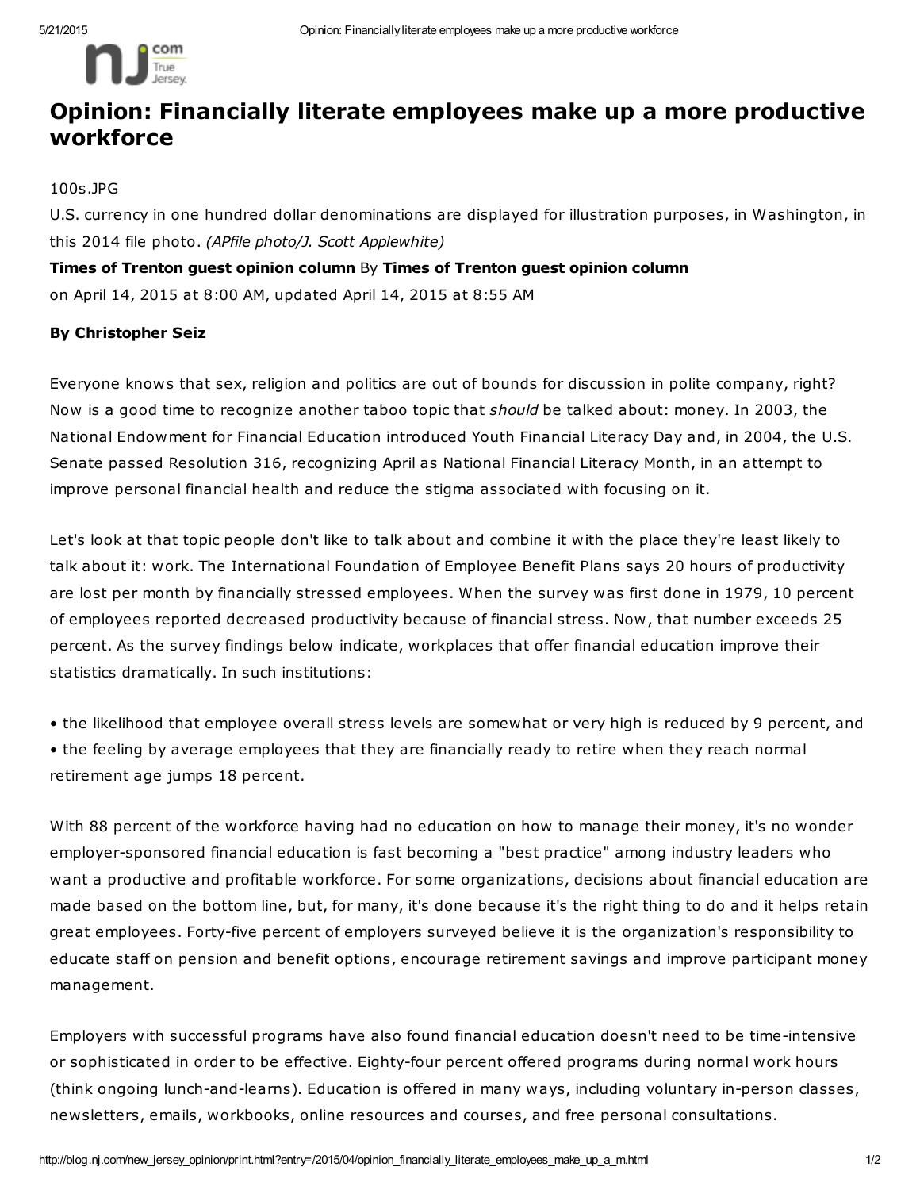# Opinion: Financially literate employees make up a more productive workforce

100s.JPG

U.S. currency in one hundred dollar denominations are displayed for illustration purposes, in Washington, in this 2014 file photo. *(APfile photo/J. Scott Applewhite)*

**Times of Trenton guest opinion column** By **Times of Trenton guest opinion column**

on April 14, 2015 at 8:00 AM, updated April 14, 2015 at 8:55 AM

**By Christopher Seiz**

Everyone knows that sex, religion and politics are out of bounds for discussion in polite company, right? Now is a good time to recognize another taboo topic that *should* be talked about: money. In 2003, the National Endowment for Financial Education introduced Youth Financial Literacy Day and, in 2004, the U.S. Senate passed Resolution 316, recognizing April as National Financial Literacy Month, in an attempt to improve personal financial health and reduce the stigma associated with focusing on it.

Let's look at that topic people don't like to talk about and combine it with the place they're least likely to talk about it: work. The International Foundation of Employee Benefit Plans says 20 hours of productivity are lost per month by financially stressed employees. When the survey was first done in 1979, 10 percent of employees reported decreased productivity because of financial stress. Now, that number exceeds 25 percent. As the survey findings below indicate, workplaces that offer financial education improve their statistics dramatically. In such institutions:

- the likelihood that employee overall stress levels are somewhat or very high is reduced by 9 percent, and
- the feeling by average employees that they are financially ready to retire when they reach normal retirement age jumps 18 percent.

With 88 percent of the workforce having had no education on how to manage their money, it's no wonder employer-sponsored financial education is fast becoming a "best practice" among industry leaders who want a productive and profitable workforce. For some organizations, decisions about financial education are made based on the bottom line, but, for many, it's done because it's the right thing to do and it helps retain great employees. Forty-five percent of employers surveyed believe it is the organization's responsibility to educate staff on pension and benefit options, encourage retirement savings and improve participant money management.

Employers with successful programs have also found financial education doesn't need to be time-intensive or sophisticated in order to be effective. Eighty-four percent offered programs during normal work hours (think ongoing lunch-and-learns). Education is offered in many ways, including voluntary in-person classes, newsletters, emails, workbooks, online resources and courses, and free personal consultations.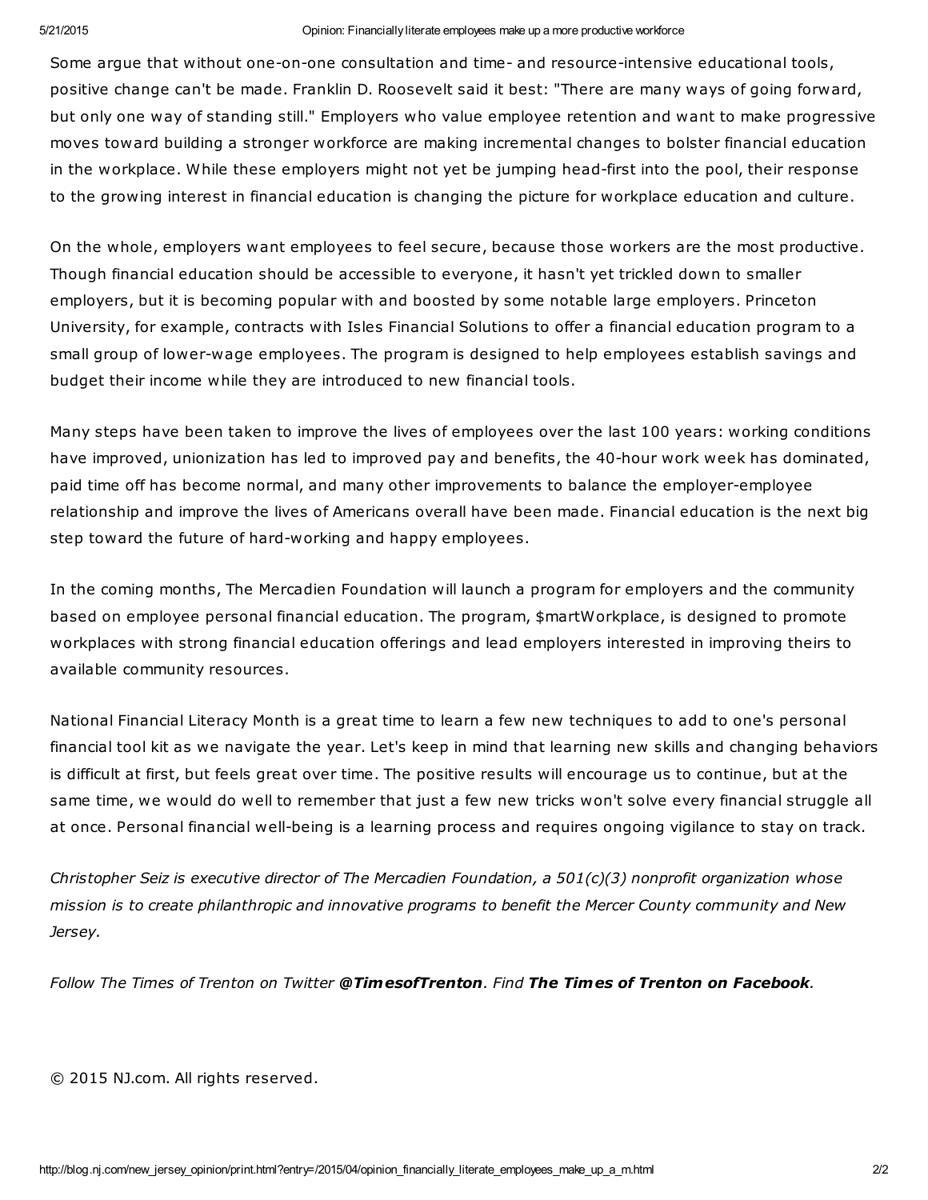Some argue that without one-on-one consultation and time- and resource-intensive educational tools, positive change can't be made. Franklin D. Roosevelt said it best: "There are many ways of going forward, but only one way of standing still." Employers who value employee retention and want to make progressive moves toward building a stronger workforce are making incremental changes to bolster financial education in the workplace. While these employers might not yet be jumping head-first into the pool, their response to the growing interest in financial education is changing the picture for workplace education and culture.

On the whole, employers want employees to feel secure, because those workers are the most productive. Though financial education should be accessible to everyone, it hasn't yet trickled down to smaller employers, but it is becoming popular with and boosted by some notable large employers. Princeton University, for example, contracts with Isles Financial Solutions to offer a financial education program to a small group of lower-wage employees. The program is designed to help employees establish savings and budget their income while they are introduced to new financial tools.

Many steps have been taken to improve the lives of employees over the last 100 years: working conditions have improved, unionization has led to improved pay and benefits, the 40-hour work week has dominated, paid time off has become normal, and many other improvements to balance the employer-employee relationship and improve the lives of Americans overall have been made. Financial education is the next big step toward the future of hard-working and happy employees.

In the coming months, The Mercadien Foundation will launch a program for employers and the community based on employee personal financial education. The program, $martWorkplace, is designed to promote workplaces with strong financial education offerings and lead employers interested in improving theirs to available community resources.

National Financial Literacy Month is a great time to learn a few new techniques to add to one's personal financial tool kit as we navigate the year. Let's keep in mind that learning new skills and changing behaviors is difficult at first, but feels great over time. The positive results will encourage us to continue, but at the same time, we would do well to remember that just a few new tricks won't solve every financial struggle all at once. Personal financial well-being is a learning process and requires ongoing vigilance to stay on track.

*Christopher Seiz is executive director of The Mercadien Foundation, a 501(c)(3) nonprofit organization whose mission is to create philanthropic and innovative programs to benefit the Mercer County community and New Jersey.*

*Follow The Times of Trenton on Twitter* ***@TimesofTrenton****. Find* ***The Times of Trenton on Facebook****.*

© 2015 NJ.com. All rights reserved.